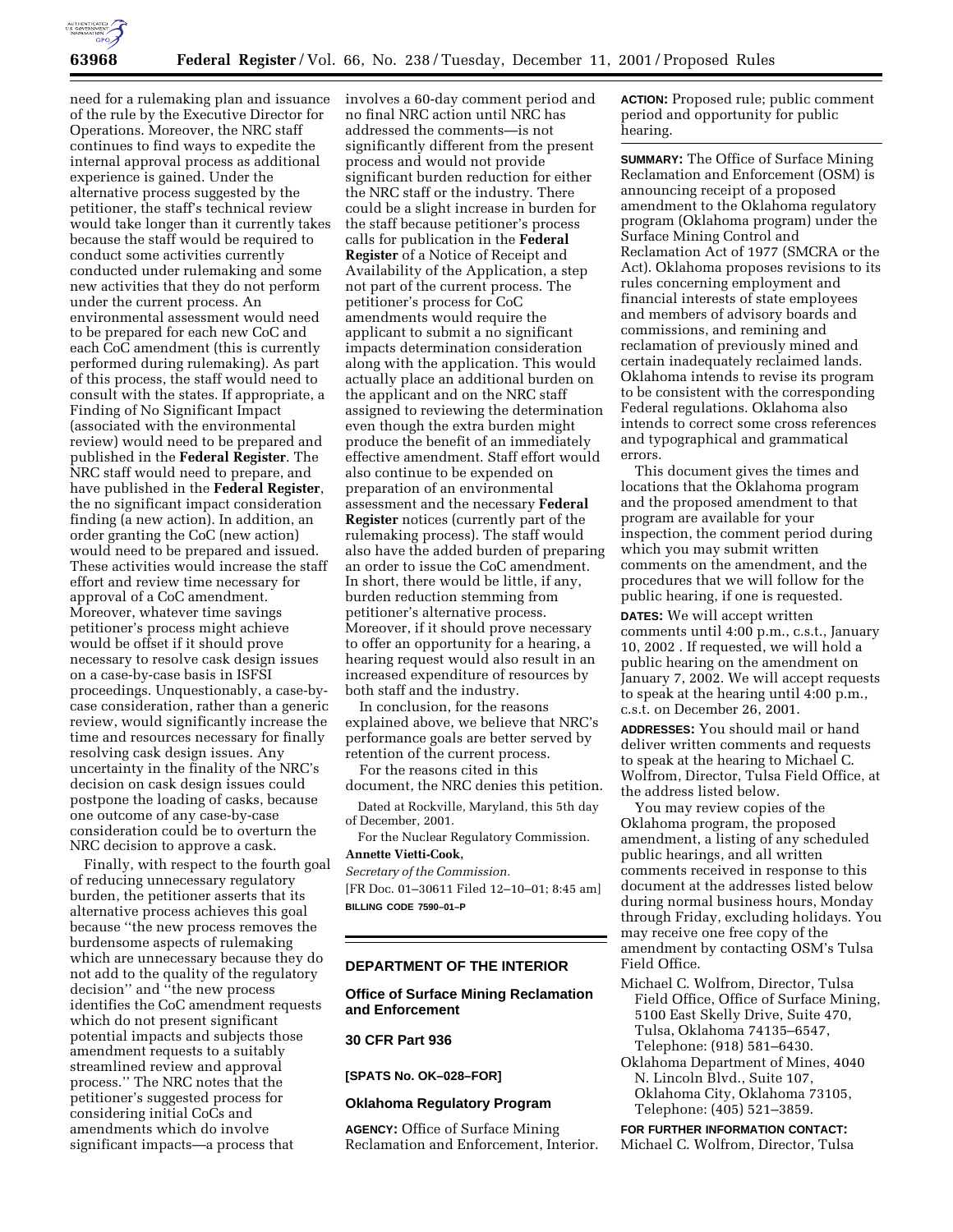need for a rulemaking plan and issuance of the rule by the Executive Director for Operations. Moreover, the NRC staff continues to find ways to expedite the internal approval process as additional experience is gained. Under the alternative process suggested by the petitioner, the staff's technical review would take longer than it currently takes because the staff would be required to conduct some activities currently conducted under rulemaking and some new activities that they do not perform under the current process. An environmental assessment would need to be prepared for each new CoC and each CoC amendment (this is currently performed during rulemaking). As part of this process, the staff would need to consult with the states. If appropriate, a Finding of No Significant Impact (associated with the environmental review) would need to be prepared and published in the **Federal Register**. The NRC staff would need to prepare, and have published in the **Federal Register**, the no significant impact consideration finding (a new action). In addition, an order granting the CoC (new action) would need to be prepared and issued. These activities would increase the staff effort and review time necessary for approval of a CoC amendment. Moreover, whatever time savings petitioner's process might achieve would be offset if it should prove necessary to resolve cask design issues on a case-by-case basis in ISFSI proceedings. Unquestionably, a case-by-case consideration, rather than a generic review, would significantly increase the time and resources necessary for finally resolving cask design issues. Any uncertainty in the finality of the NRC's decision on cask design issues could postpone the loading of casks, because one outcome of any case-by-case consideration could be to overturn the NRC decision to approve a cask.

Finally, with respect to the fourth goal of reducing unnecessary regulatory burden, the petitioner asserts that its alternative process achieves this goal because "the new process removes the burdensome aspects of rulemaking which are unnecessary because they do not add to the quality of the regulatory decision" and "the new process identifies the CoC amendment requests which do not present significant potential impacts and subjects those amendment requests to a suitably streamlined review and approval process." The NRC notes that the petitioner's suggested process for considering initial CoCs and amendments which do involve significant impacts—a process that involves a 60-day comment period and no final NRC action until NRC has addressed the comments—is not significantly different from the present process and would not provide significant burden reduction for either the NRC staff or the industry. There could be a slight increase in burden for the staff because petitioner's process calls for publication in the **Federal Register** of a Notice of Receipt and Availability of the Application, a step not part of the current process. The petitioner's process for CoC amendments would require the applicant to submit a no significant impacts determination consideration along with the application. This would actually place an additional burden on the applicant and on the NRC staff assigned to reviewing the determination even though the extra burden might produce the benefit of an immediately effective amendment. Staff effort would also continue to be expended on preparation of an environmental assessment and the necessary **Federal Register** notices (currently part of the rulemaking process). The staff would also have the added burden of preparing an order to issue the CoC amendment. In short, there would be little, if any, burden reduction stemming from petitioner's alternative process. Moreover, if it should prove necessary to offer an opportunity for a hearing, a hearing request would also result in an increased expenditure of resources by both staff and the industry.

In conclusion, for the reasons explained above, we believe that NRC's performance goals are better served by retention of the current process.

For the reasons cited in this document, the NRC denies this petition.

Dated at Rockville, Maryland, this 5th day of December, 2001.

For the Nuclear Regulatory Commission.

**Annette Vietti-Cook,**

*Secretary of the Commission.*

[FR Doc. 01–30611 Filed 12–10–01; 8:45 am]

**BILLING CODE 7590–01–P**

---

## DEPARTMENT OF THE INTERIOR

### Office of Surface Mining Reclamation and Enforcement

### 30 CFR Part 936

**[SPATS No. OK–028–FOR]**

### Oklahoma Regulatory Program

**AGENCY:** Office of Surface Mining Reclamation and Enforcement, Interior.

**ACTION:** Proposed rule; public comment period and opportunity for public hearing.

**SUMMARY:** The Office of Surface Mining Reclamation and Enforcement (OSM) is announcing receipt of a proposed amendment to the Oklahoma regulatory program (Oklahoma program) under the Surface Mining Control and Reclamation Act of 1977 (SMCRA or the Act). Oklahoma proposes revisions to its rules concerning employment and financial interests of state employees and members of advisory boards and commissions, and remining and reclamation of previously mined and certain inadequately reclaimed lands. Oklahoma intends to revise its program to be consistent with the corresponding Federal regulations. Oklahoma also intends to correct some cross references and typographical and grammatical errors.

This document gives the times and locations that the Oklahoma program and the proposed amendment to that program are available for your inspection, the comment period during which you may submit written comments on the amendment, and the procedures that we will follow for the public hearing, if one is requested.

**DATES:** We will accept written comments until 4:00 p.m., c.s.t., January 10, 2002 . If requested, we will hold a public hearing on the amendment on January 7, 2002. We will accept requests to speak at the hearing until 4:00 p.m., c.s.t. on December 26, 2001.

**ADDRESSES:** You should mail or hand deliver written comments and requests to speak at the hearing to Michael C. Wolfrom, Director, Tulsa Field Office, at the address listed below.

You may review copies of the Oklahoma program, the proposed amendment, a listing of any scheduled public hearings, and all written comments received in response to this document at the addresses listed below during normal business hours, Monday through Friday, excluding holidays. You may receive one free copy of the amendment by contacting OSM's Tulsa Field Office.

Michael C. Wolfrom, Director, Tulsa Field Office, Office of Surface Mining, 5100 East Skelly Drive, Suite 470, Tulsa, Oklahoma 74135–6547, Telephone: (918) 581–6430.

Oklahoma Department of Mines, 4040 N. Lincoln Blvd., Suite 107, Oklahoma City, Oklahoma 73105, Telephone: (405) 521–3859.

**FOR FURTHER INFORMATION CONTACT:** Michael C. Wolfrom, Director, Tulsa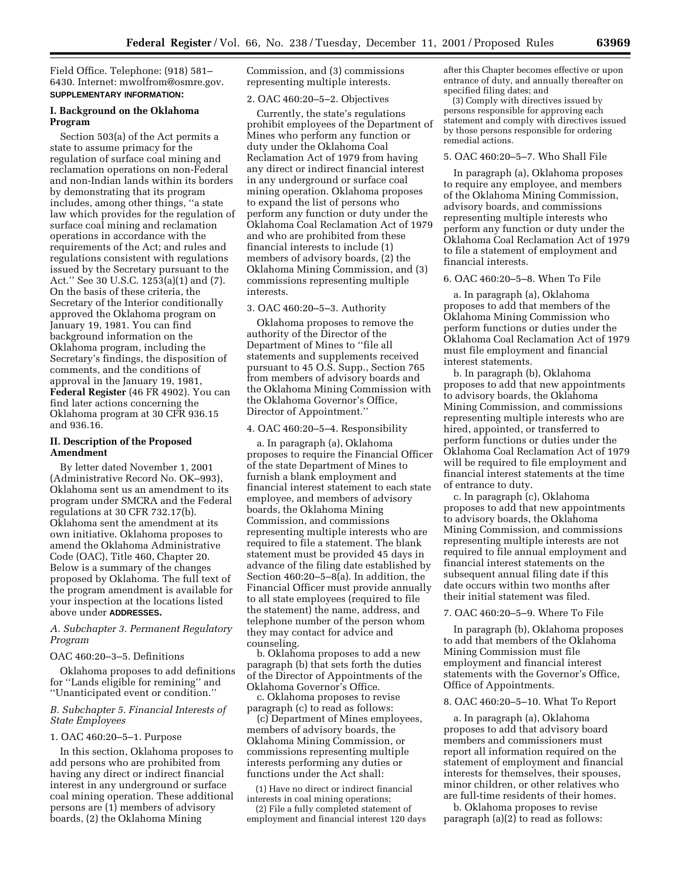Field Office. Telephone: (918) 581–6430. Internet: mwolfrom@osmre.gov.

**SUPPLEMENTARY INFORMATION:**

## I. Background on the Oklahoma Program

Section 503(a) of the Act permits a state to assume primacy for the regulation of surface coal mining and reclamation operations on non-Federal and non-Indian lands within its borders by demonstrating that its program includes, among other things, ''a state law which provides for the regulation of surface coal mining and reclamation operations in accordance with the requirements of the Act; and rules and regulations consistent with regulations issued by the Secretary pursuant to the Act.'' See 30 U.S.C. 1253(a)(1) and (7). On the basis of these criteria, the Secretary of the Interior conditionally approved the Oklahoma program on January 19, 1981. You can find background information on the Oklahoma program, including the Secretary's findings, the disposition of comments, and the conditions of approval in the January 19, 1981, **Federal Register** (46 FR 4902). You can find later actions concerning the Oklahoma program at 30 CFR 936.15 and 936.16.

## II. Description of the Proposed Amendment

By letter dated November 1, 2001 (Administrative Record No. OK–993), Oklahoma sent us an amendment to its program under SMCRA and the Federal regulations at 30 CFR 732.17(b). Oklahoma sent the amendment at its own initiative. Oklahoma proposes to amend the Oklahoma Administrative Code (OAC), Title 460, Chapter 20. Below is a summary of the changes proposed by Oklahoma. The full text of the program amendment is available for your inspection at the locations listed above under **ADDRESSES.**

### *A. Subchapter 3. Permanent Regulatory Program*

OAC 460:20–3–5. Definitions

Oklahoma proposes to add definitions for ''Lands eligible for remining'' and ''Unanticipated event or condition.''

### *B. Subchapter 5. Financial Interests of State Employees*

1. OAC 460:20–5–1. Purpose

In this section, Oklahoma proposes to add persons who are prohibited from having any direct or indirect financial interest in any underground or surface coal mining operation. These additional persons are (1) members of advisory boards, (2) the Oklahoma Mining Commission, and (3) commissions representing multiple interests.

2. OAC 460:20–5–2. Objectives

Currently, the state's regulations prohibit employees of the Department of Mines who perform any function or duty under the Oklahoma Coal Reclamation Act of 1979 from having any direct or indirect financial interest in any underground or surface coal mining operation. Oklahoma proposes to expand the list of persons who perform any function or duty under the Oklahoma Coal Reclamation Act of 1979 and who are prohibited from these financial interests to include (1) members of advisory boards, (2) the Oklahoma Mining Commission, and (3) commissions representing multiple interests.

3. OAC 460:20–5–3. Authority

Oklahoma proposes to remove the authority of the Director of the Department of Mines to ''file all statements and supplements received pursuant to 45 O.S. Supp., Section 765 from members of advisory boards and the Oklahoma Mining Commission with the Oklahoma Governor's Office, Director of Appointment.''

4. OAC 460:20–5–4. Responsibility

a. In paragraph (a), Oklahoma proposes to require the Financial Officer of the state Department of Mines to furnish a blank employment and financial interest statement to each state employee, and members of advisory boards, the Oklahoma Mining Commission, and commissions representing multiple interests who are required to file a statement. The blank statement must be provided 45 days in advance of the filing date established by Section 460:20–5–8(a). In addition, the Financial Officer must provide annually to all state employees (required to file the statement) the name, address, and telephone number of the person whom they may contact for advice and counseling.

b. Oklahoma proposes to add a new paragraph (b) that sets forth the duties of the Director of Appointments of the Oklahoma Governor's Office.

c. Oklahoma proposes to revise paragraph (c) to read as follows:

(c) Department of Mines employees, members of advisory boards, the Oklahoma Mining Commission, or commissions representing multiple interests performing any duties or functions under the Act shall:

(1) Have no direct or indirect financial interests in coal mining operations;

(2) File a fully completed statement of employment and financial interest 120 days after this Chapter becomes effective or upon entrance of duty, and annually thereafter on specified filing dates; and

(3) Comply with directives issued by persons responsible for approving each statement and comply with directives issued by those persons responsible for ordering remedial actions.

5. OAC 460:20–5–7. Who Shall File

In paragraph (a), Oklahoma proposes to require any employee, and members of the Oklahoma Mining Commission, advisory boards, and commissions representing multiple interests who perform any function or duty under the Oklahoma Coal Reclamation Act of 1979 to file a statement of employment and financial interests.

6. OAC 460:20–5–8. When To File

a. In paragraph (a), Oklahoma proposes to add that members of the Oklahoma Mining Commission who perform functions or duties under the Oklahoma Coal Reclamation Act of 1979 must file employment and financial interest statements.

b. In paragraph (b), Oklahoma proposes to add that new appointments to advisory boards, the Oklahoma Mining Commission, and commissions representing multiple interests who are hired, appointed, or transferred to perform functions or duties under the Oklahoma Coal Reclamation Act of 1979 will be required to file employment and financial interest statements at the time of entrance to duty.

c. In paragraph (c), Oklahoma proposes to add that new appointments to advisory boards, the Oklahoma Mining Commission, and commissions representing multiple interests are not required to file annual employment and financial interest statements on the subsequent annual filing date if this date occurs within two months after their initial statement was filed.

7. OAC 460:20–5–9. Where To File

In paragraph (b), Oklahoma proposes to add that members of the Oklahoma Mining Commission must file employment and financial interest statements with the Governor's Office, Office of Appointments.

8. OAC 460:20–5–10. What To Report

a. In paragraph (a), Oklahoma proposes to add that advisory board members and commissioners must report all information required on the statement of employment and financial interests for themselves, their spouses, minor children, or other relatives who are full-time residents of their homes.

b. Oklahoma proposes to revise paragraph (a)(2) to read as follows: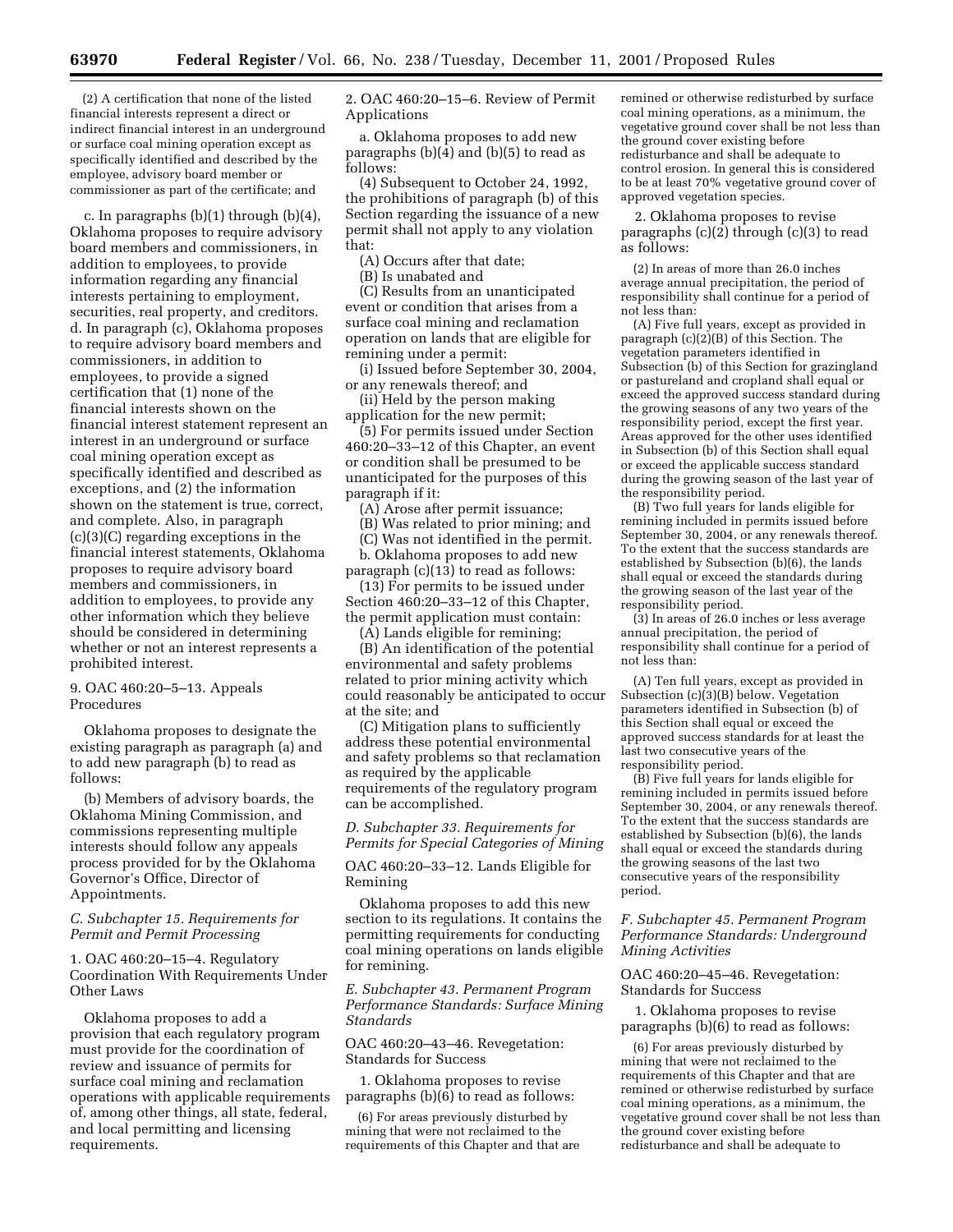(2) A certification that none of the listed financial interests represent a direct or indirect financial interest in an underground or surface coal mining operation except as specifically identified and described by the employee, advisory board member or commissioner as part of the certificate; and

c. In paragraphs (b)(1) through (b)(4), Oklahoma proposes to require advisory board members and commissioners, in addition to employees, to provide information regarding any financial interests pertaining to employment, securities, real property, and creditors.

d. In paragraph (c), Oklahoma proposes to require advisory board members and commissioners, in addition to employees, to provide a signed certification that (1) none of the financial interests shown on the financial interest statement represent an interest in an underground or surface coal mining operation except as specifically identified and described as exceptions, and (2) the information shown on the statement is true, correct, and complete. Also, in paragraph (c)(3)(C) regarding exceptions in the financial interest statements, Oklahoma proposes to require advisory board members and commissioners, in addition to employees, to provide any other information which they believe should be considered in determining whether or not an interest represents a prohibited interest.

9. OAC 460:20–5–13. Appeals Procedures

Oklahoma proposes to designate the existing paragraph as paragraph (a) and to add new paragraph (b) to read as follows:

(b) Members of advisory boards, the Oklahoma Mining Commission, and commissions representing multiple interests should follow any appeals process provided for by the Oklahoma Governor's Office, Director of Appointments.

### *C. Subchapter 15. Requirements for Permit and Permit Processing*

1. OAC 460:20–15–4. Regulatory Coordination With Requirements Under Other Laws

Oklahoma proposes to add a provision that each regulatory program must provide for the coordination of review and issuance of permits for surface coal mining and reclamation operations with applicable requirements of, among other things, all state, federal, and local permitting and licensing requirements.

2. OAC 460:20–15–6. Review of Permit Applications

a. Oklahoma proposes to add new paragraphs (b)(4) and (b)(5) to read as follows:

(4) Subsequent to October 24, 1992, the prohibitions of paragraph (b) of this Section regarding the issuance of a new permit shall not apply to any violation that:

(A) Occurs after that date;

(B) Is unabated and

(C) Results from an unanticipated event or condition that arises from a surface coal mining and reclamation operation on lands that are eligible for remining under a permit:

(i) Issued before September 30, 2004, or any renewals thereof; and

(ii) Held by the person making application for the new permit;

(5) For permits issued under Section 460:20–33–12 of this Chapter, an event or condition shall be presumed to be unanticipated for the purposes of this paragraph if it:

(A) Arose after permit issuance;

(B) Was related to prior mining; and

(C) Was not identified in the permit.

b. Oklahoma proposes to add new paragraph (c)(13) to read as follows:

(13) For permits to be issued under Section 460:20–33–12 of this Chapter, the permit application must contain:

(A) Lands eligible for remining;

(B) An identification of the potential environmental and safety problems related to prior mining activity which could reasonably be anticipated to occur at the site; and

(C) Mitigation plans to sufficiently address these potential environmental and safety problems so that reclamation as required by the applicable requirements of the regulatory program can be accomplished.

### *D. Subchapter 33. Requirements for Permits for Special Categories of Mining*

OAC 460:20–33–12. Lands Eligible for Remining

Oklahoma proposes to add this new section to its regulations. It contains the permitting requirements for conducting coal mining operations on lands eligible for remining.

### *E. Subchapter 43. Permanent Program Performance Standards: Surface Mining Standards*

OAC 460:20–43–46. Revegetation: Standards for Success

1. Oklahoma proposes to revise paragraphs (b)(6) to read as follows:

(6) For areas previously disturbed by mining that were not reclaimed to the requirements of this Chapter and that are remined or otherwise redisturbed by surface coal mining operations, as a minimum, the vegetative ground cover shall be not less than the ground cover existing before redisturbance and shall be adequate to control erosion. In general this is considered to be at least 70% vegetative ground cover of approved vegetation species.

2. Oklahoma proposes to revise paragraphs (c)(2) through (c)(3) to read as follows:

(2) In areas of more than 26.0 inches average annual precipitation, the period of responsibility shall continue for a period of not less than:

(A) Five full years, except as provided in paragraph (c)(2)(B) of this Section. The vegetation parameters identified in Subsection (b) of this Section for grazingland or pastureland and cropland shall equal or exceed the approved success standard during the growing seasons of any two years of the responsibility period, except the first year. Areas approved for the other uses identified in Subsection (b) of this Section shall equal or exceed the applicable success standard during the growing season of the last year of the responsibility period.

(B) Two full years for lands eligible for remining included in permits issued before September 30, 2004, or any renewals thereof. To the extent that the success standards are established by Subsection (b)(6), the lands shall equal or exceed the standards during the growing season of the last year of the responsibility period.

(3) In areas of 26.0 inches or less average annual precipitation, the period of responsibility shall continue for a period of not less than:

(A) Ten full years, except as provided in Subsection (c)(3)(B) below. Vegetation parameters identified in Subsection (b) of this Section shall equal or exceed the approved success standards for at least the last two consecutive years of the responsibility period.

(B) Five full years for lands eligible for remining included in permits issued before September 30, 2004, or any renewals thereof. To the extent that the success standards are established by Subsection (b)(6), the lands shall equal or exceed the standards during the growing seasons of the last two consecutive years of the responsibility period.

### *F. Subchapter 45. Permanent Program Performance Standards: Underground Mining Activities*

OAC 460:20–45–46. Revegetation: Standards for Success

1. Oklahoma proposes to revise paragraphs (b)(6) to read as follows:

(6) For areas previously disturbed by mining that were not reclaimed to the requirements of this Chapter and that are remined or otherwise redisturbed by surface coal mining operations, as a minimum, the vegetative ground cover shall be not less than the ground cover existing before redisturbance and shall be adequate to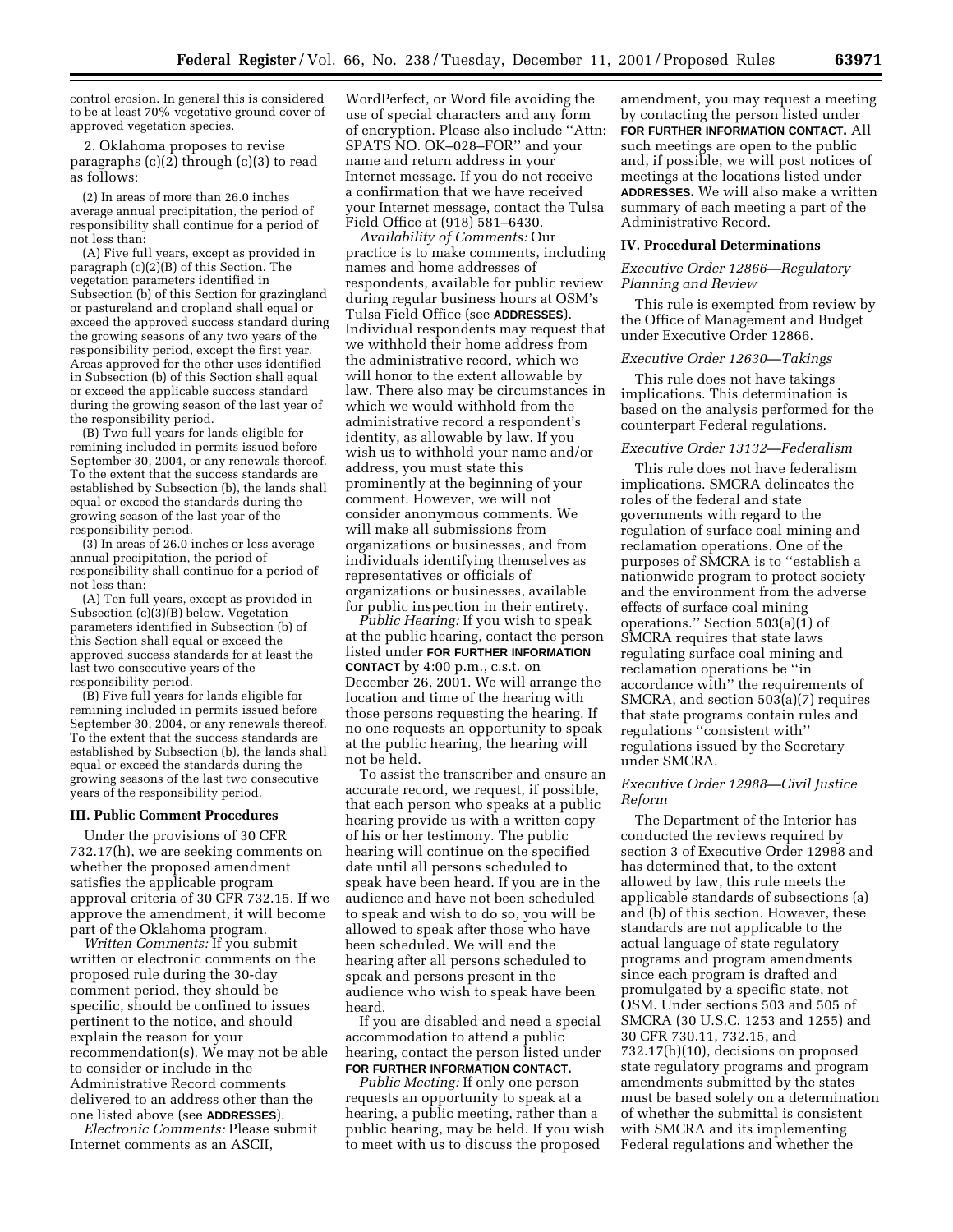control erosion. In general this is considered to be at least 70% vegetative ground cover of approved vegetation species.

2. Oklahoma proposes to revise paragraphs (c)(2) through (c)(3) to read as follows:

(2) In areas of more than 26.0 inches average annual precipitation, the period of responsibility shall continue for a period of not less than:

(A) Five full years, except as provided in paragraph (c)(2)(B) of this Section. The vegetation parameters identified in Subsection (b) of this Section for grazingland or pastureland and cropland shall equal or exceed the approved success standard during the growing seasons of any two years of the responsibility period, except the first year. Areas approved for the other uses identified in Subsection (b) of this Section shall equal or exceed the applicable success standard during the growing season of the last year of the responsibility period.

(B) Two full years for lands eligible for remining included in permits issued before September 30, 2004, or any renewals thereof. To the extent that the success standards are established by Subsection (b), the lands shall equal or exceed the standards during the growing season of the last year of the responsibility period.

(3) In areas of 26.0 inches or less average annual precipitation, the period of responsibility shall continue for a period of not less than:

(A) Ten full years, except as provided in Subsection (c)(3)(B) below. Vegetation parameters identified in Subsection (b) of this Section shall equal or exceed the approved success standards for at least the last two consecutive years of the responsibility period.

(B) Five full years for lands eligible for remining included in permits issued before September 30, 2004, or any renewals thereof. To the extent that the success standards are established by Subsection (b), the lands shall equal or exceed the standards during the growing seasons of the last two consecutive years of the responsibility period.

## III. Public Comment Procedures

Under the provisions of 30 CFR 732.17(h), we are seeking comments on whether the proposed amendment satisfies the applicable program approval criteria of 30 CFR 732.15. If we approve the amendment, it will become part of the Oklahoma program.

*Written Comments:* If you submit written or electronic comments on the proposed rule during the 30-day comment period, they should be specific, should be confined to issues pertinent to the notice, and should explain the reason for your recommendation(s). We may not be able to consider or include in the Administrative Record comments delivered to an address other than the one listed above (see **ADDRESSES**).

*Electronic Comments:* Please submit Internet comments as an ASCII, WordPerfect, or Word file avoiding the use of special characters and any form of encryption. Please also include ''Attn: SPATS NO. OK–028–FOR'' and your name and return address in your Internet message. If you do not receive a confirmation that we have received your Internet message, contact the Tulsa Field Office at (918) 581–6430.

*Availability of Comments:* Our practice is to make comments, including names and home addresses of respondents, available for public review during regular business hours at OSM's Tulsa Field Office (see **ADDRESSES**). Individual respondents may request that we withhold their home address from the administrative record, which we will honor to the extent allowable by law. There also may be circumstances in which we would withhold from the administrative record a respondent's identity, as allowable by law. If you wish us to withhold your name and/or address, you must state this prominently at the beginning of your comment. However, we will not consider anonymous comments. We will make all submissions from organizations or businesses, and from individuals identifying themselves as representatives or officials of organizations or businesses, available for public inspection in their entirety.

*Public Hearing:* If you wish to speak at the public hearing, contact the person listed under **FOR FURTHER INFORMATION CONTACT** by 4:00 p.m., c.s.t. on December 26, 2001. We will arrange the location and time of the hearing with those persons requesting the hearing. If no one requests an opportunity to speak at the public hearing, the hearing will not be held.

To assist the transcriber and ensure an accurate record, we request, if possible, that each person who speaks at a public hearing provide us with a written copy of his or her testimony. The public hearing will continue on the specified date until all persons scheduled to speak have been heard. If you are in the audience and have not been scheduled to speak and wish to do so, you will be allowed to speak after those who have been scheduled. We will end the hearing after all persons scheduled to speak and persons present in the audience who wish to speak have been heard.

If you are disabled and need a special accommodation to attend a public hearing, contact the person listed under **FOR FURTHER INFORMATION CONTACT.**

*Public Meeting:* If only one person requests an opportunity to speak at a hearing, a public meeting, rather than a public hearing, may be held. If you wish to meet with us to discuss the proposed amendment, you may request a meeting by contacting the person listed under **FOR FURTHER INFORMATION CONTACT.** All such meetings are open to the public and, if possible, we will post notices of meetings at the locations listed under **ADDRESSES.** We will also make a written summary of each meeting a part of the Administrative Record.

## IV. Procedural Determinations

### *Executive Order 12866—Regulatory Planning and Review*

This rule is exempted from review by the Office of Management and Budget under Executive Order 12866.

### *Executive Order 12630—Takings*

This rule does not have takings implications. This determination is based on the analysis performed for the counterpart Federal regulations.

### *Executive Order 13132—Federalism*

This rule does not have federalism implications. SMCRA delineates the roles of the federal and state governments with regard to the regulation of surface coal mining and reclamation operations. One of the purposes of SMCRA is to ''establish a nationwide program to protect society and the environment from the adverse effects of surface coal mining operations.'' Section 503(a)(1) of SMCRA requires that state laws regulating surface coal mining and reclamation operations be ''in accordance with'' the requirements of SMCRA, and section 503(a)(7) requires that state programs contain rules and regulations ''consistent with'' regulations issued by the Secretary under SMCRA.

### *Executive Order 12988—Civil Justice Reform*

The Department of the Interior has conducted the reviews required by section 3 of Executive Order 12988 and has determined that, to the extent allowed by law, this rule meets the applicable standards of subsections (a) and (b) of this section. However, these standards are not applicable to the actual language of state regulatory programs and program amendments since each program is drafted and promulgated by a specific state, not OSM. Under sections 503 and 505 of SMCRA (30 U.S.C. 1253 and 1255) and 30 CFR 730.11, 732.15, and 732.17(h)(10), decisions on proposed state regulatory programs and program amendments submitted by the states must be based solely on a determination of whether the submittal is consistent with SMCRA and its implementing Federal regulations and whether the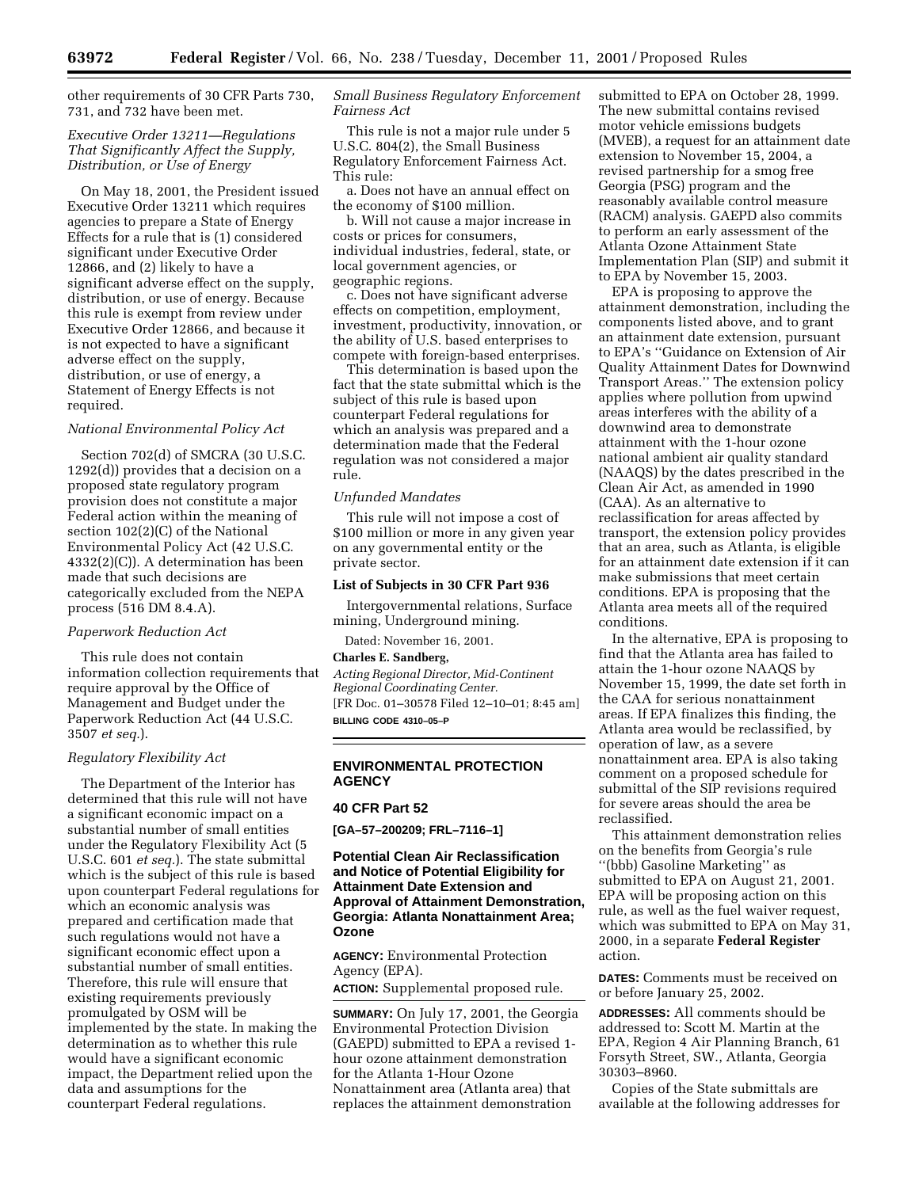other requirements of 30 CFR Parts 730, 731, and 732 have been met.

*Executive Order 13211—Regulations That Significantly Affect the Supply, Distribution, or Use of Energy*

On May 18, 2001, the President issued Executive Order 13211 which requires agencies to prepare a State of Energy Effects for a rule that is (1) considered significant under Executive Order 12866, and (2) likely to have a significant adverse effect on the supply, distribution, or use of energy. Because this rule is exempt from review under Executive Order 12866, and because it is not expected to have a significant adverse effect on the supply, distribution, or use of energy, a Statement of Energy Effects is not required.

*National Environmental Policy Act*

Section 702(d) of SMCRA (30 U.S.C. 1292(d)) provides that a decision on a proposed state regulatory program provision does not constitute a major Federal action within the meaning of section 102(2)(C) of the National Environmental Policy Act (42 U.S.C. 4332(2)(C)). A determination has been made that such decisions are categorically excluded from the NEPA process (516 DM 8.4.A).

*Paperwork Reduction Act*

This rule does not contain information collection requirements that require approval by the Office of Management and Budget under the Paperwork Reduction Act (44 U.S.C. 3507 *et seq.*).

*Regulatory Flexibility Act*

The Department of the Interior has determined that this rule will not have a significant economic impact on a substantial number of small entities under the Regulatory Flexibility Act (5 U.S.C. 601 *et seq.*). The state submittal which is the subject of this rule is based upon counterpart Federal regulations for which an economic analysis was prepared and certification made that such regulations would not have a significant economic effect upon a substantial number of small entities. Therefore, this rule will ensure that existing requirements previously promulgated by OSM will be implemented by the state. In making the determination as to whether this rule would have a significant economic impact, the Department relied upon the data and assumptions for the counterpart Federal regulations.

*Small Business Regulatory Enforcement Fairness Act*

This rule is not a major rule under 5 U.S.C. 804(2), the Small Business Regulatory Enforcement Fairness Act. This rule:

a. Does not have an annual effect on the economy of $100 million.

b. Will not cause a major increase in costs or prices for consumers, individual industries, federal, state, or local government agencies, or geographic regions.

c. Does not have significant adverse effects on competition, employment, investment, productivity, innovation, or the ability of U.S. based enterprises to compete with foreign-based enterprises.

This determination is based upon the fact that the state submittal which is the subject of this rule is based upon counterpart Federal regulations for which an analysis was prepared and a determination made that the Federal regulation was not considered a major rule.

*Unfunded Mandates*

This rule will not impose a cost of $100 million or more in any given year on any governmental entity or the private sector.

**List of Subjects in 30 CFR Part 936**

Intergovernmental relations, Surface mining, Underground mining.

Dated: November 16, 2001.

**Charles E. Sandberg,**

*Acting Regional Director, Mid-Continent Regional Coordinating Center.*

[FR Doc. 01–30578 Filed 12–10–01; 8:45 am]

**BILLING CODE 4310–05–P**

## ENVIRONMENTAL PROTECTION AGENCY

### 40 CFR Part 52

**[GA–57–200209; FRL–7116–1]**

### Potential Clean Air Reclassification and Notice of Potential Eligibility for Attainment Date Extension and Approval of Attainment Demonstration, Georgia: Atlanta Nonattainment Area; Ozone

**AGENCY:** Environmental Protection Agency (EPA).

**ACTION:** Supplemental proposed rule.

**SUMMARY:** On July 17, 2001, the Georgia Environmental Protection Division (GAEPD) submitted to EPA a revised 1-hour ozone attainment demonstration for the Atlanta 1-Hour Ozone Nonattainment area (Atlanta area) that replaces the attainment demonstration submitted to EPA on October 28, 1999. The new submittal contains revised motor vehicle emissions budgets (MVEB), a request for an attainment date extension to November 15, 2004, a revised partnership for a smog free Georgia (PSG) program and the reasonably available control measure (RACM) analysis. GAEPD also commits to perform an early assessment of the Atlanta Ozone Attainment State Implementation Plan (SIP) and submit it to EPA by November 15, 2003.

EPA is proposing to approve the attainment demonstration, including the components listed above, and to grant an attainment date extension, pursuant to EPA's ''Guidance on Extension of Air Quality Attainment Dates for Downwind Transport Areas.'' The extension policy applies where pollution from upwind areas interferes with the ability of a downwind area to demonstrate attainment with the 1-hour ozone national ambient air quality standard (NAAQS) by the dates prescribed in the Clean Air Act, as amended in 1990 (CAA). As an alternative to reclassification for areas affected by transport, the extension policy provides that an area, such as Atlanta, is eligible for an attainment date extension if it can make submissions that meet certain conditions. EPA is proposing that the Atlanta area meets all of the required conditions.

In the alternative, EPA is proposing to find that the Atlanta area has failed to attain the 1-hour ozone NAAQS by November 15, 1999, the date set forth in the CAA for serious nonattainment areas. If EPA finalizes this finding, the Atlanta area would be reclassified, by operation of law, as a severe nonattainment area. EPA is also taking comment on a proposed schedule for submittal of the SIP revisions required for severe areas should the area be reclassified.

This attainment demonstration relies on the benefits from Georgia's rule ''(bbb) Gasoline Marketing'' as submitted to EPA on August 21, 2001. EPA will be proposing action on this rule, as well as the fuel waiver request, which was submitted to EPA on May 31, 2000, in a separate **Federal Register** action.

**DATES:** Comments must be received on or before January 25, 2002.

**ADDRESSES:** All comments should be addressed to: Scott M. Martin at the EPA, Region 4 Air Planning Branch, 61 Forsyth Street, SW., Atlanta, Georgia 30303–8960.

Copies of the State submittals are available at the following addresses for